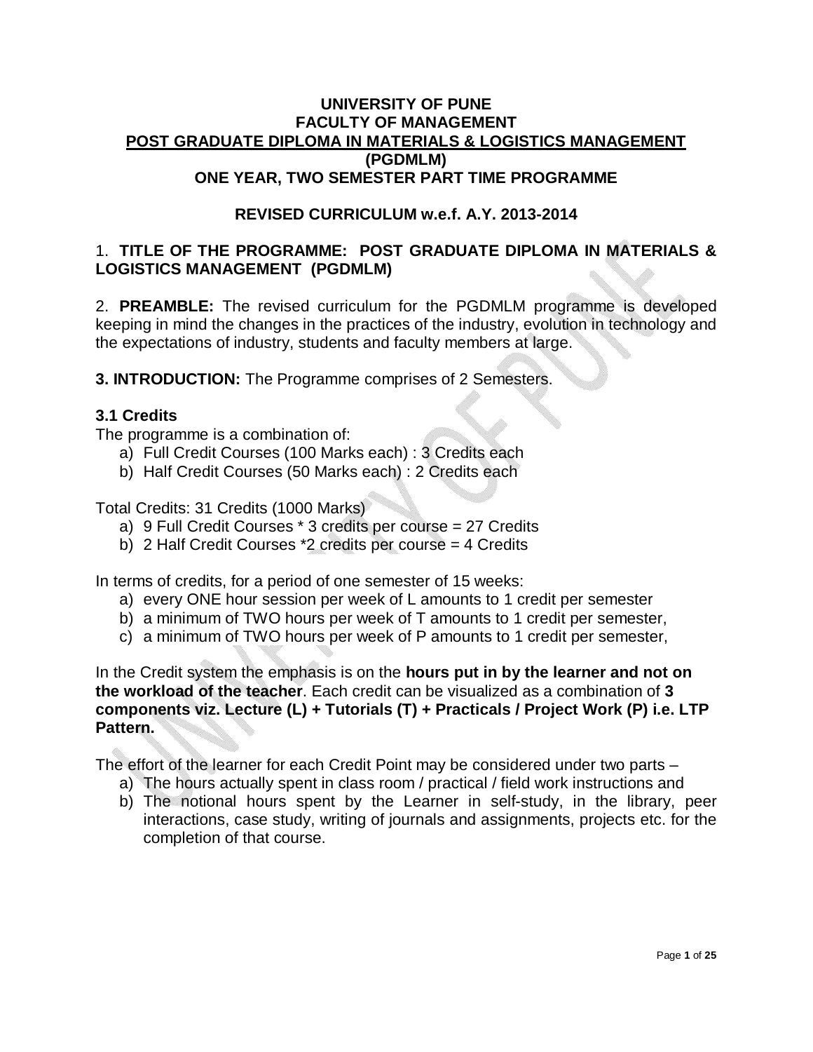**UNIVERSITY OF PUNE**
**FACULTY OF MANAGEMENT**
**POST GRADUATE DIPLOMA IN MATERIALS & LOGISTICS MANAGEMENT (PGDMLM)**
**ONE YEAR, TWO SEMESTER PART TIME PROGRAMME**

**REVISED CURRICULUM w.e.f. A.Y. 2013-2014**

1. **TITLE OF THE PROGRAMME: POST GRADUATE DIPLOMA IN MATERIALS & LOGISTICS MANAGEMENT (PGDMLM)**

2. **PREAMBLE:** The revised curriculum for the PGDMLM programme is developed keeping in mind the changes in the practices of the industry, evolution in technology and the expectations of industry, students and faculty members at large.

**3. INTRODUCTION:** The Programme comprises of 2 Semesters.

### 3.1 Credits

The programme is a combination of:

a) Full Credit Courses (100 Marks each) : 3 Credits each
b) Half Credit Courses (50 Marks each) : 2 Credits each

Total Credits: 31 Credits (1000 Marks)

a) 9 Full Credit Courses * 3 credits per course = 27 Credits
b) 2 Half Credit Courses *2 credits per course = 4 Credits

In terms of credits, for a period of one semester of 15 weeks:

a) every ONE hour session per week of L amounts to 1 credit per semester
b) a minimum of TWO hours per week of T amounts to 1 credit per semester,
c) a minimum of TWO hours per week of P amounts to 1 credit per semester,

In the Credit system the emphasis is on the **hours put in by the learner and not on the workload of the teacher**. Each credit can be visualized as a combination of **3 components viz. Lecture (L) + Tutorials (T) + Practicals / Project Work (P) i.e. LTP Pattern.**

The effort of the learner for each Credit Point may be considered under two parts –

a) The hours actually spent in class room / practical / field work instructions and
b) The notional hours spent by the Learner in self-study, in the library, peer interactions, case study, writing of journals and assignments, projects etc. for the completion of that course.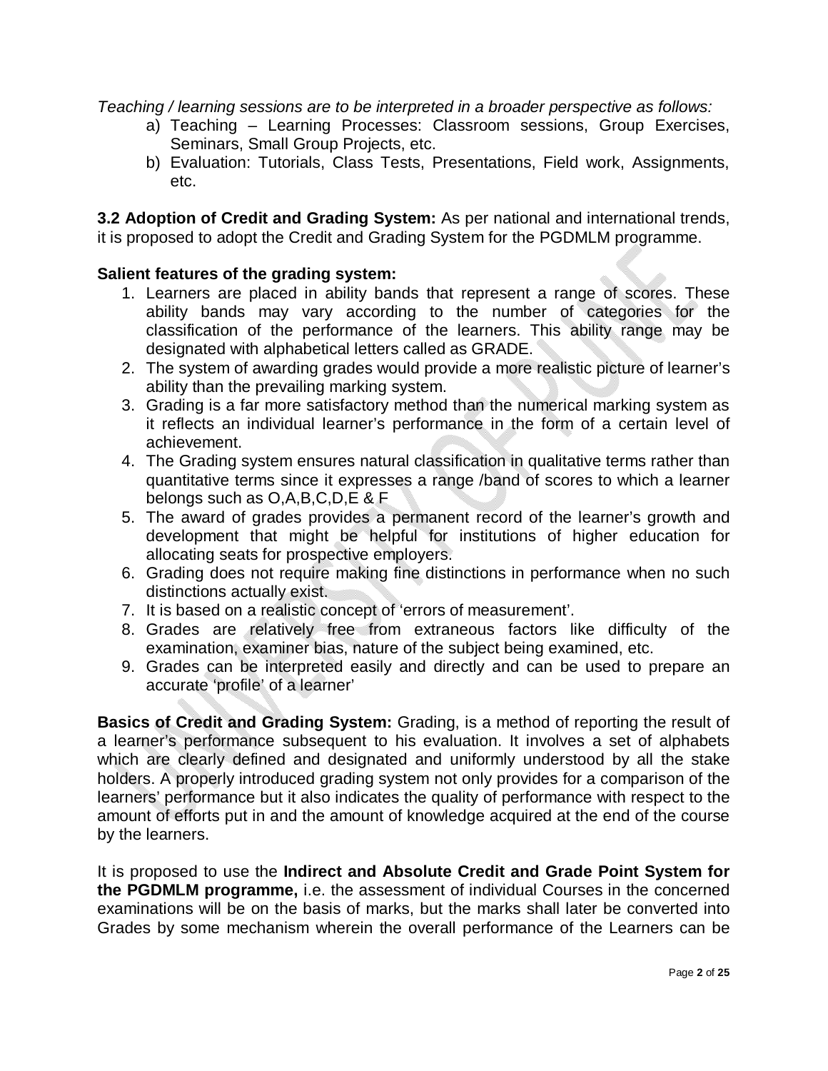*Teaching / learning sessions are to be interpreted in a broader perspective as follows:*

a) Teaching – Learning Processes: Classroom sessions, Group Exercises, Seminars, Small Group Projects, etc.
b) Evaluation: Tutorials, Class Tests, Presentations, Field work, Assignments, etc.

**3.2 Adoption of Credit and Grading System:** As per national and international trends, it is proposed to adopt the Credit and Grading System for the PGDMLM programme.

**Salient features of the grading system:**

1. Learners are placed in ability bands that represent a range of scores. These ability bands may vary according to the number of categories for the classification of the performance of the learners. This ability range may be designated with alphabetical letters called as GRADE.
2. The system of awarding grades would provide a more realistic picture of learner's ability than the prevailing marking system.
3. Grading is a far more satisfactory method than the numerical marking system as it reflects an individual learner's performance in the form of a certain level of achievement.
4. The Grading system ensures natural classification in qualitative terms rather than quantitative terms since it expresses a range /band of scores to which a learner belongs such as O,A,B,C,D,E & F
5. The award of grades provides a permanent record of the learner's growth and development that might be helpful for institutions of higher education for allocating seats for prospective employers.
6. Grading does not require making fine distinctions in performance when no such distinctions actually exist.
7. It is based on a realistic concept of 'errors of measurement'.
8. Grades are relatively free from extraneous factors like difficulty of the examination, examiner bias, nature of the subject being examined, etc.
9. Grades can be interpreted easily and directly and can be used to prepare an accurate 'profile' of a learner'

**Basics of Credit and Grading System:** Grading, is a method of reporting the result of a learner's performance subsequent to his evaluation. It involves a set of alphabets which are clearly defined and designated and uniformly understood by all the stake holders. A properly introduced grading system not only provides for a comparison of the learners' performance but it also indicates the quality of performance with respect to the amount of efforts put in and the amount of knowledge acquired at the end of the course by the learners.

It is proposed to use the **Indirect and Absolute Credit and Grade Point System for the PGDMLM programme,** i.e. the assessment of individual Courses in the concerned examinations will be on the basis of marks, but the marks shall later be converted into Grades by some mechanism wherein the overall performance of the Learners can be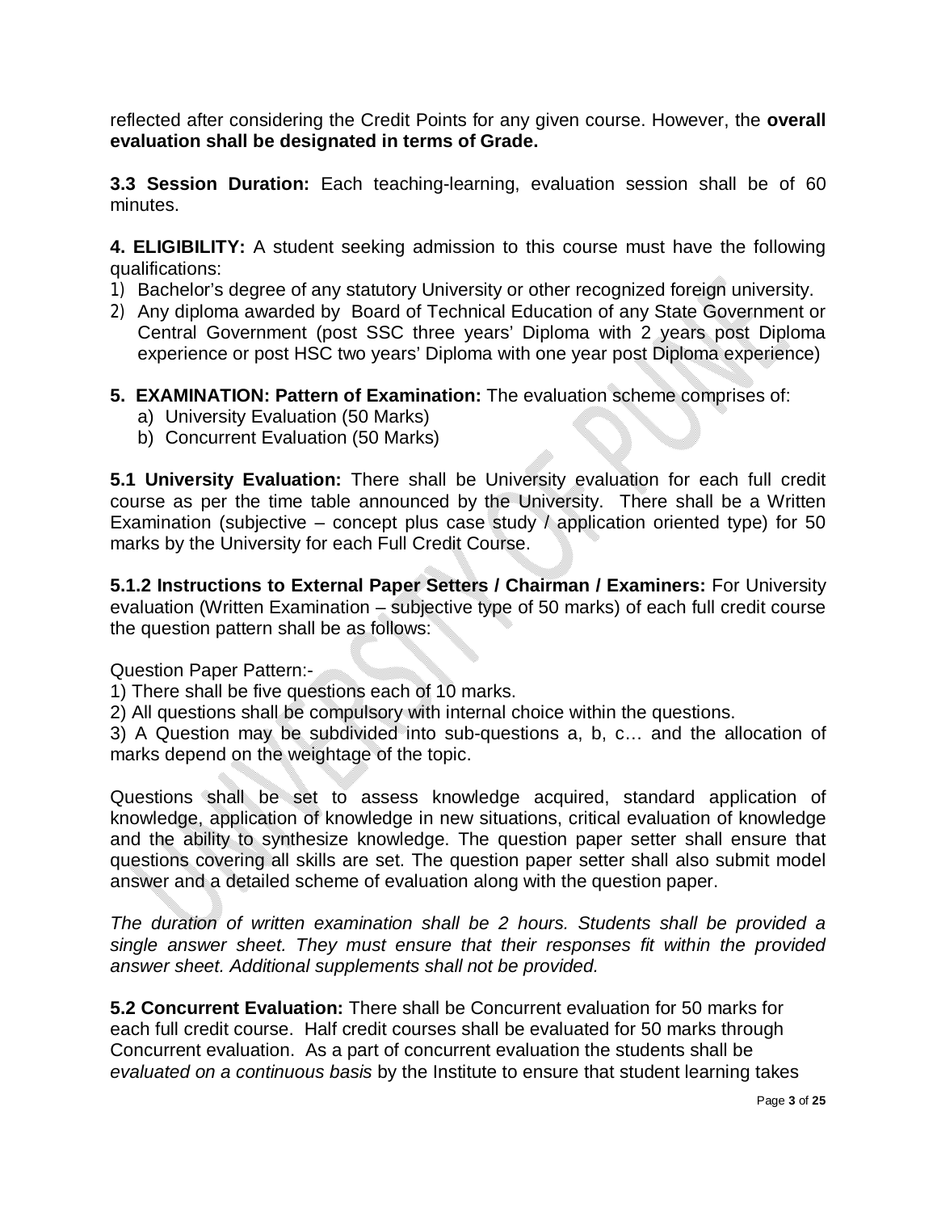reflected after considering the Credit Points for any given course. However, the **overall evaluation shall be designated in terms of Grade.**

**3.3 Session Duration:** Each teaching-learning, evaluation session shall be of 60 minutes.

**4. ELIGIBILITY:** A student seeking admission to this course must have the following qualifications:

1) Bachelor's degree of any statutory University or other recognized foreign university.
2) Any diploma awarded by Board of Technical Education of any State Government or Central Government (post SSC three years' Diploma with 2 years post Diploma experience or post HSC two years' Diploma with one year post Diploma experience)

**5. EXAMINATION: Pattern of Examination:** The evaluation scheme comprises of:

a) University Evaluation (50 Marks)
b) Concurrent Evaluation (50 Marks)

**5.1 University Evaluation:** There shall be University evaluation for each full credit course as per the time table announced by the University. There shall be a Written Examination (subjective – concept plus case study / application oriented type) for 50 marks by the University for each Full Credit Course.

**5.1.2 Instructions to External Paper Setters / Chairman / Examiners:** For University evaluation (Written Examination – subjective type of 50 marks) of each full credit course the question pattern shall be as follows:

Question Paper Pattern:-

1) There shall be five questions each of 10 marks.
2) All questions shall be compulsory with internal choice within the questions.
3) A Question may be subdivided into sub-questions a, b, c… and the allocation of marks depend on the weightage of the topic.

Questions shall be set to assess knowledge acquired, standard application of knowledge, application of knowledge in new situations, critical evaluation of knowledge and the ability to synthesize knowledge. The question paper setter shall ensure that questions covering all skills are set. The question paper setter shall also submit model answer and a detailed scheme of evaluation along with the question paper.

*The duration of written examination shall be 2 hours. Students shall be provided a single answer sheet. They must ensure that their responses fit within the provided answer sheet. Additional supplements shall not be provided.*

**5.2 Concurrent Evaluation:** There shall be Concurrent evaluation for 50 marks for each full credit course. Half credit courses shall be evaluated for 50 marks through Concurrent evaluation. As a part of concurrent evaluation the students shall be *evaluated on a continuous basis* by the Institute to ensure that student learning takes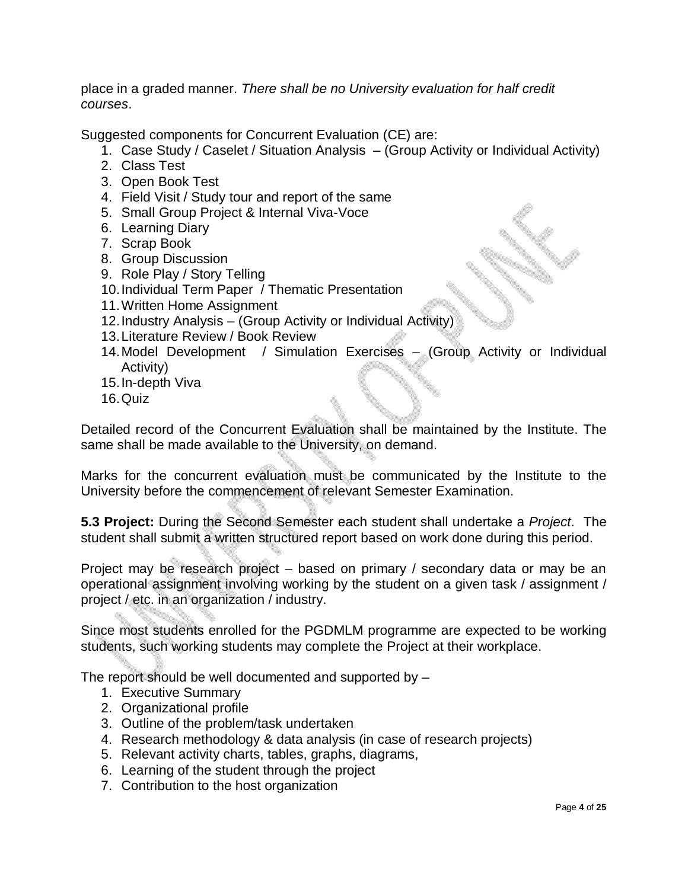place in a graded manner. *There shall be no University evaluation for half credit courses*.

Suggested components for Concurrent Evaluation (CE) are:

1. Case Study / Caselet / Situation Analysis – (Group Activity or Individual Activity)
2. Class Test
3. Open Book Test
4. Field Visit / Study tour and report of the same
5. Small Group Project & Internal Viva-Voce
6. Learning Diary
7. Scrap Book
8. Group Discussion
9. Role Play / Story Telling
10. Individual Term Paper / Thematic Presentation
11. Written Home Assignment
12. Industry Analysis – (Group Activity or Individual Activity)
13. Literature Review / Book Review
14. Model Development / Simulation Exercises – (Group Activity or Individual Activity)
15. In-depth Viva
16. Quiz

Detailed record of the Concurrent Evaluation shall be maintained by the Institute. The same shall be made available to the University, on demand.

Marks for the concurrent evaluation must be communicated by the Institute to the University before the commencement of relevant Semester Examination.

**5.3 Project:** During the Second Semester each student shall undertake a *Project*. The student shall submit a written structured report based on work done during this period.

Project may be research project – based on primary / secondary data or may be an operational assignment involving working by the student on a given task / assignment / project / etc. in an organization / industry.

Since most students enrolled for the PGDMLM programme are expected to be working students, such working students may complete the Project at their workplace.

The report should be well documented and supported by –

1. Executive Summary
2. Organizational profile
3. Outline of the problem/task undertaken
4. Research methodology & data analysis (in case of research projects)
5. Relevant activity charts, tables, graphs, diagrams,
6. Learning of the student through the project
7. Contribution to the host organization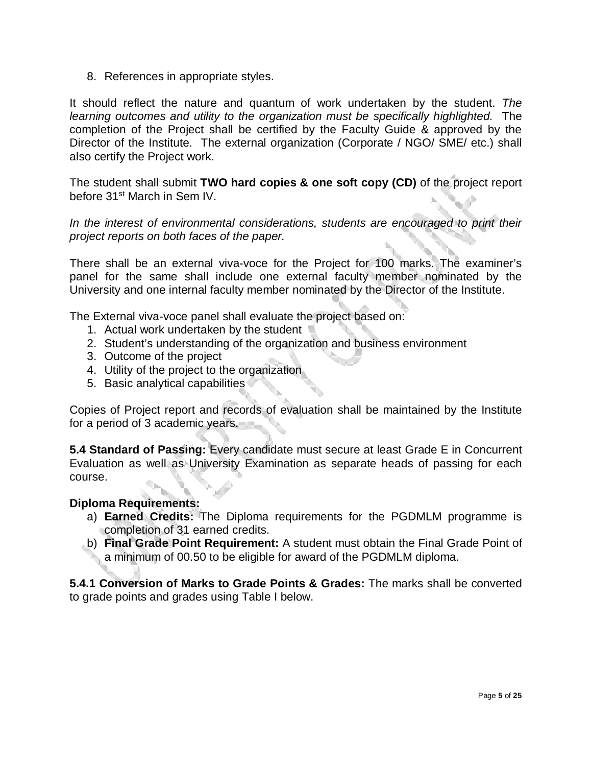8. References in appropriate styles.

It should reflect the nature and quantum of work undertaken by the student. *The learning outcomes and utility to the organization must be specifically highlighted.* The completion of the Project shall be certified by the Faculty Guide & approved by the Director of the Institute. The external organization (Corporate / NGO/ SME/ etc.) shall also certify the Project work.

The student shall submit **TWO hard copies & one soft copy (CD)** of the project report before 31st March in Sem IV.

*In the interest of environmental considerations, students are encouraged to print their project reports on both faces of the paper.*

There shall be an external viva-voce for the Project for 100 marks. The examiner's panel for the same shall include one external faculty member nominated by the University and one internal faculty member nominated by the Director of the Institute.

The External viva-voce panel shall evaluate the project based on:

1. Actual work undertaken by the student
2. Student's understanding of the organization and business environment
3. Outcome of the project
4. Utility of the project to the organization
5. Basic analytical capabilities

Copies of Project report and records of evaluation shall be maintained by the Institute for a period of 3 academic years.

**5.4 Standard of Passing:** Every candidate must secure at least Grade E in Concurrent Evaluation as well as University Examination as separate heads of passing for each course.

**Diploma Requirements:**

a) **Earned Credits:** The Diploma requirements for the PGDMLM programme is completion of 31 earned credits.
b) **Final Grade Point Requirement:** A student must obtain the Final Grade Point of a minimum of 00.50 to be eligible for award of the PGDMLM diploma.

**5.4.1 Conversion of Marks to Grade Points & Grades:** The marks shall be converted to grade points and grades using Table I below.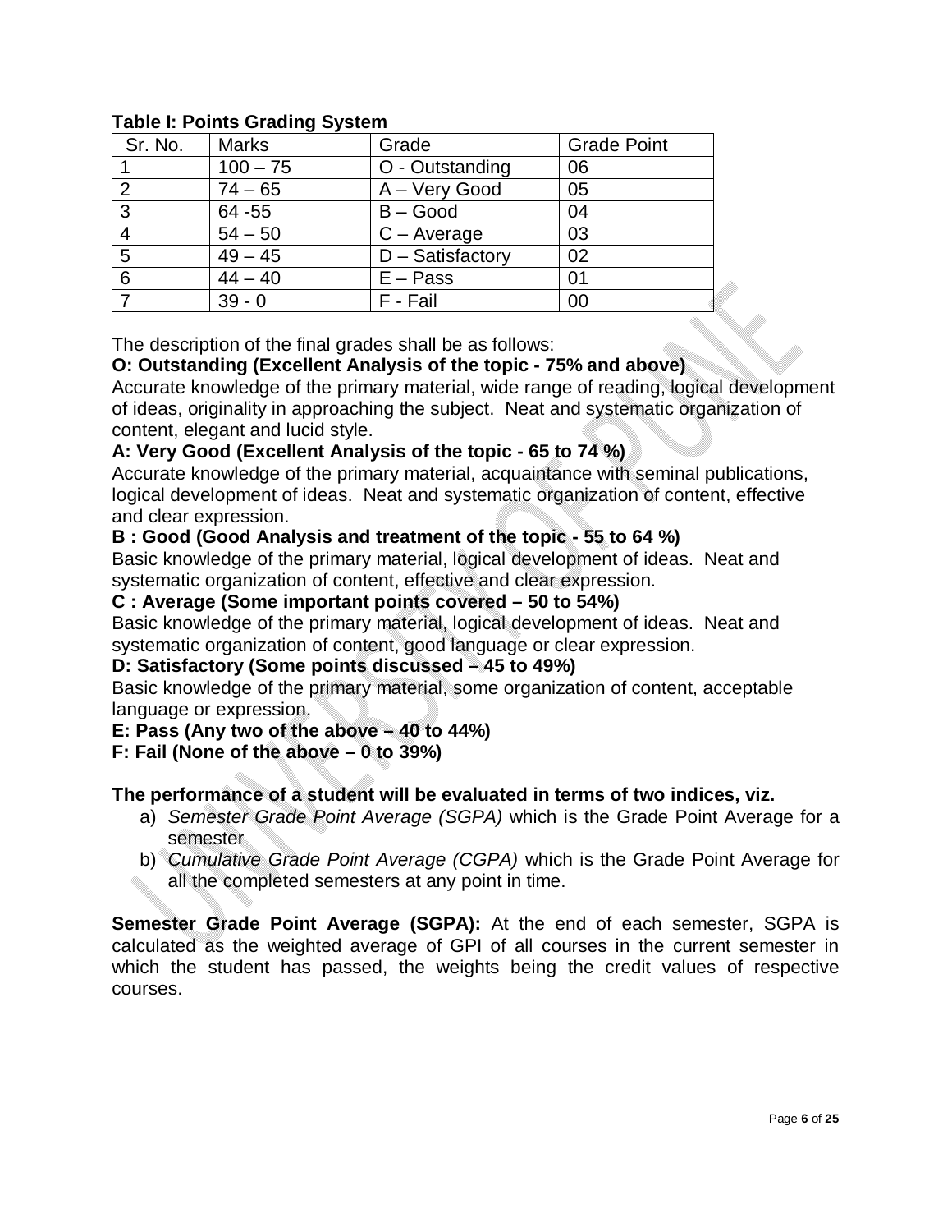**Table I: Points Grading System**

| Sr. No. | Marks | Grade | Grade Point |
|---|---|---|---|
| 1 | 100 – 75 | O - Outstanding | 06 |
| 2 | 74 – 65 | A – Very Good | 05 |
| 3 | 64 -55 | B – Good | 04 |
| 4 | 54 – 50 | C – Average | 03 |
| 5 | 49 – 45 | D – Satisfactory | 02 |
| 6 | 44 – 40 | E – Pass | 01 |
| 7 | 39 - 0 | F - Fail | 00 |

The description of the final grades shall be as follows:

**O: Outstanding (Excellent Analysis of the topic - 75% and above)**
Accurate knowledge of the primary material, wide range of reading, logical development of ideas, originality in approaching the subject. Neat and systematic organization of content, elegant and lucid style.

**A: Very Good (Excellent Analysis of the topic - 65 to 74 %)**
Accurate knowledge of the primary material, acquaintance with seminal publications, logical development of ideas. Neat and systematic organization of content, effective and clear expression.

**B : Good (Good Analysis and treatment of the topic - 55 to 64 %)**
Basic knowledge of the primary material, logical development of ideas. Neat and systematic organization of content, effective and clear expression.

**C : Average (Some important points covered – 50 to 54%)**
Basic knowledge of the primary material, logical development of ideas. Neat and systematic organization of content, good language or clear expression.

**D: Satisfactory (Some points discussed – 45 to 49%)**
Basic knowledge of the primary material, some organization of content, acceptable language or expression.

**E: Pass (Any two of the above – 40 to 44%)**

**F: Fail (None of the above – 0 to 39%)**

**The performance of a student will be evaluated in terms of two indices, viz.**

a) *Semester Grade Point Average (SGPA)* which is the Grade Point Average for a semester
b) *Cumulative Grade Point Average (CGPA)* which is the Grade Point Average for all the completed semesters at any point in time.

**Semester Grade Point Average (SGPA):** At the end of each semester, SGPA is calculated as the weighted average of GPI of all courses in the current semester in which the student has passed, the weights being the credit values of respective courses.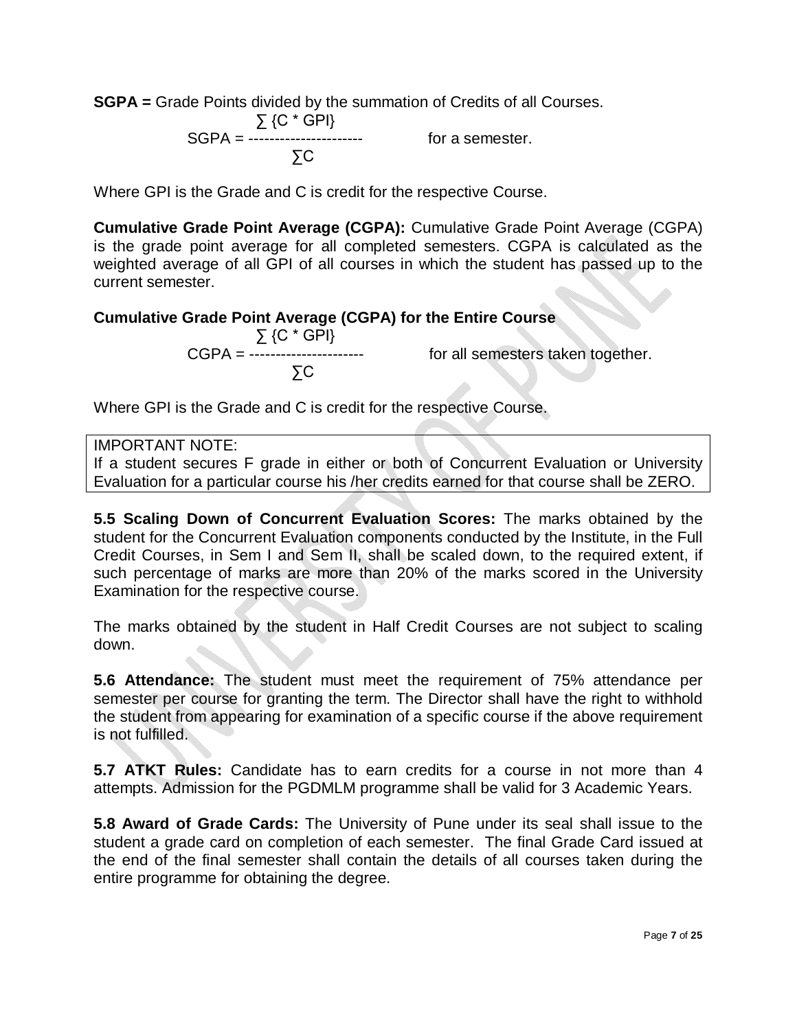**SGPA =** Grade Points divided by the summation of Credits of all Courses.

$$SGPA = \frac{\sum \{C * GPI\}}{\sum C} \quad \text{for a semester.}$$

Where GPI is the Grade and C is credit for the respective Course.

**Cumulative Grade Point Average (CGPA):** Cumulative Grade Point Average (CGPA) is the grade point average for all completed semesters. CGPA is calculated as the weighted average of all GPI of all courses in which the student has passed up to the current semester.

**Cumulative Grade Point Average (CGPA) for the Entire Course**

$$CGPA = \frac{\sum \{C * GPI\}}{\sum C} \quad \text{for all semesters taken together.}$$

Where GPI is the Grade and C is credit for the respective Course.

> IMPORTANT NOTE:
> If a student secures F grade in either or both of Concurrent Evaluation or University Evaluation for a particular course his /her credits earned for that course shall be ZERO.

**5.5 Scaling Down of Concurrent Evaluation Scores:** The marks obtained by the student for the Concurrent Evaluation components conducted by the Institute, in the Full Credit Courses, in Sem I and Sem II, shall be scaled down, to the required extent, if such percentage of marks are more than 20% of the marks scored in the University Examination for the respective course.

The marks obtained by the student in Half Credit Courses are not subject to scaling down.

**5.6 Attendance:** The student must meet the requirement of 75% attendance per semester per course for granting the term. The Director shall have the right to withhold the student from appearing for examination of a specific course if the above requirement is not fulfilled.

**5.7 ATKT Rules:** Candidate has to earn credits for a course in not more than 4 attempts. Admission for the PGDMLM programme shall be valid for 3 Academic Years.

**5.8 Award of Grade Cards:** The University of Pune under its seal shall issue to the student a grade card on completion of each semester. The final Grade Card issued at the end of the final semester shall contain the details of all courses taken during the entire programme for obtaining the degree.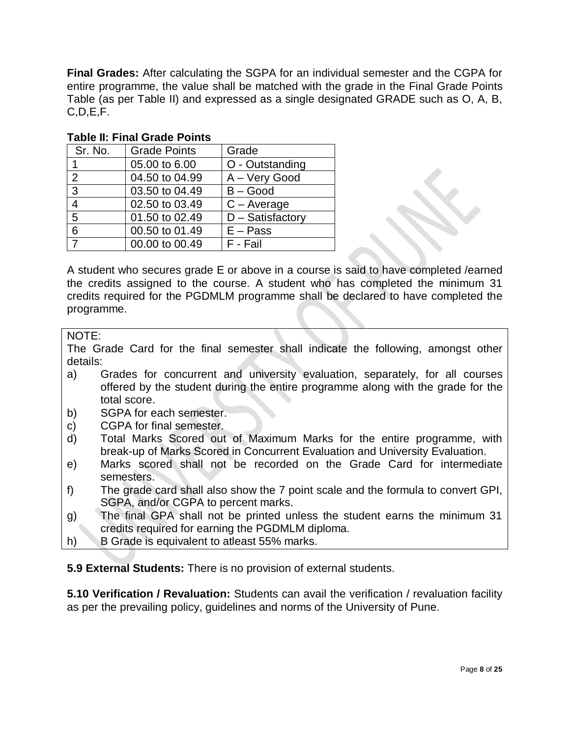**Final Grades:** After calculating the SGPA for an individual semester and the CGPA for entire programme, the value shall be matched with the grade in the Final Grade Points Table (as per Table II) and expressed as a single designated GRADE such as O, A, B, C,D,E,F.

**Table II: Final Grade Points**

| Sr. No. | Grade Points | Grade |
|---|---|---|
| 1 | 05.00 to 6.00 | O - Outstanding |
| 2 | 04.50 to 04.99 | A – Very Good |
| 3 | 03.50 to 04.49 | B – Good |
| 4 | 02.50 to 03.49 | C – Average |
| 5 | 01.50 to 02.49 | D – Satisfactory |
| 6 | 00.50 to 01.49 | E – Pass |
| 7 | 00.00 to 00.49 | F - Fail |

A student who secures grade E or above in a course is said to have completed /earned the credits assigned to the course. A student who has completed the minimum 31 credits required for the PGDMLM programme shall be declared to have completed the programme.

NOTE:

The Grade Card for the final semester shall indicate the following, amongst other details:

a) Grades for concurrent and university evaluation, separately, for all courses offered by the student during the entire programme along with the grade for the total score.
b) SGPA for each semester.
c) CGPA for final semester.
d) Total Marks Scored out of Maximum Marks for the entire programme, with break-up of Marks Scored in Concurrent Evaluation and University Evaluation.
e) Marks scored shall not be recorded on the Grade Card for intermediate semesters.
f) The grade card shall also show the 7 point scale and the formula to convert GPI, SGPA, and/or CGPA to percent marks.
g) The final GPA shall not be printed unless the student earns the minimum 31 credits required for earning the PGDMLM diploma.
h) B Grade is equivalent to atleast 55% marks.

**5.9 External Students:** There is no provision of external students.

**5.10 Verification / Revaluation:** Students can avail the verification / revaluation facility as per the prevailing policy, guidelines and norms of the University of Pune.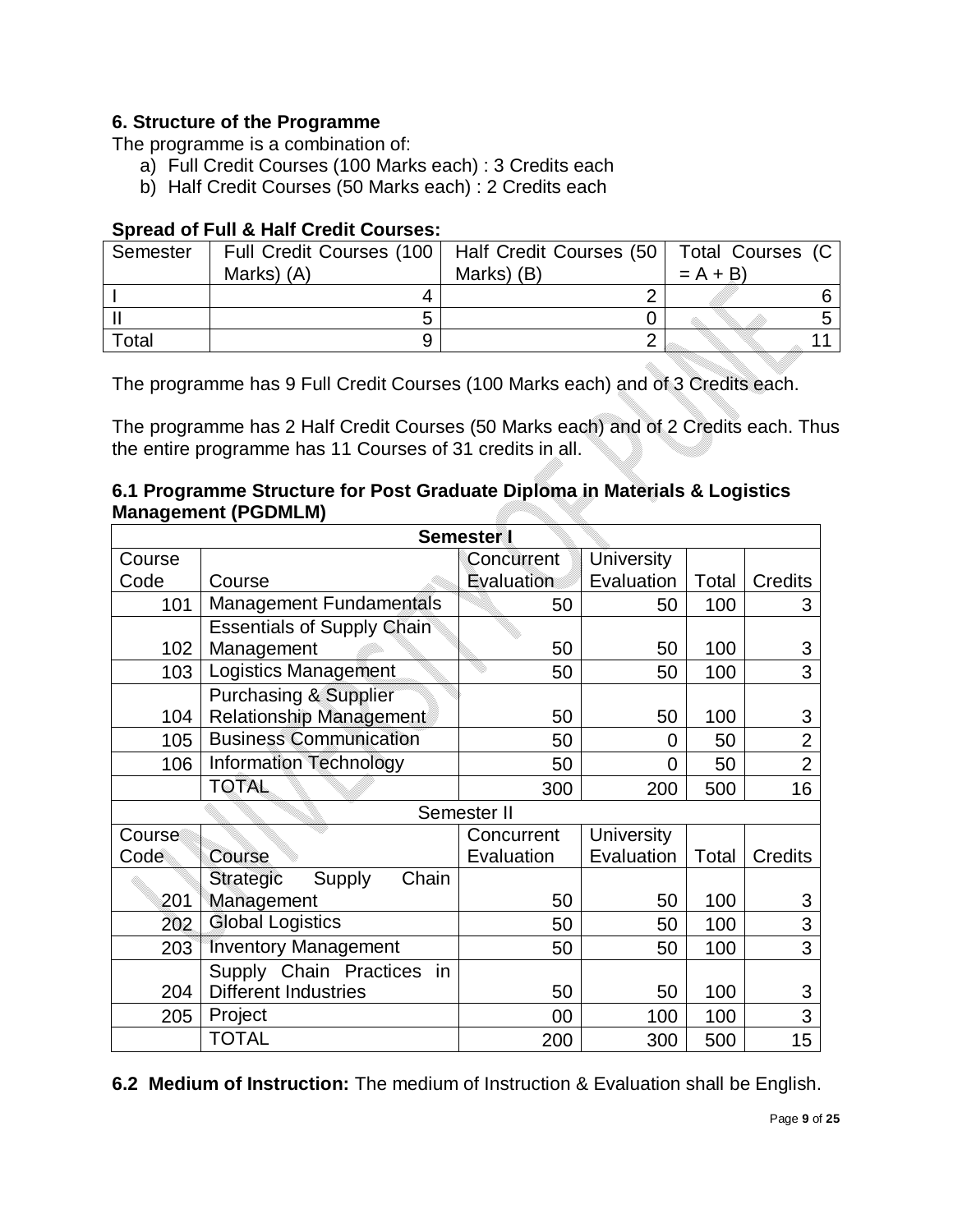## 6. Structure of the Programme

The programme is a combination of:

a) Full Credit Courses (100 Marks each) : 3 Credits each
b) Half Credit Courses (50 Marks each) : 2 Credits each

**Spread of Full & Half Credit Courses:**

| Semester | Full Credit Courses (100 Marks) (A) | Half Credit Courses (50 Marks) (B) | Total Courses (C = A + B) |
|---|---|---|---|
| I | 4 | 2 | 6 |
| II | 5 | 0 | 5 |
| Total | 9 | 2 | 11 |

The programme has 9 Full Credit Courses (100 Marks each) and of 3 Credits each.

The programme has 2 Half Credit Courses (50 Marks each) and of 2 Credits each. Thus the entire programme has 11 Courses of 31 credits in all.

### 6.1 Programme Structure for Post Graduate Diploma in Materials & Logistics Management (PGDMLM)

| **Semester I** | | | | | |
|---|---|---|---|---|---|
| Course Code | Course | Concurrent Evaluation | University Evaluation | Total | Credits |
| 101 | Management Fundamentals | 50 | 50 | 100 | 3 |
| 102 | Essentials of Supply Chain Management | 50 | 50 | 100 | 3 |
| 103 | Logistics Management | 50 | 50 | 100 | 3 |
| 104 | Purchasing & Supplier Relationship Management | 50 | 50 | 100 | 3 |
| 105 | Business Communication | 50 | 0 | 50 | 2 |
| 106 | Information Technology | 50 | 0 | 50 | 2 |
| | TOTAL | 300 | 200 | 500 | 16 |
| Semester II | | | | | |
| Course Code | Course | Concurrent Evaluation | University Evaluation | Total | Credits |
| 201 | Strategic Supply Chain Management | 50 | 50 | 100 | 3 |
| 202 | Global Logistics | 50 | 50 | 100 | 3 |
| 203 | Inventory Management | 50 | 50 | 100 | 3 |
| 204 | Supply Chain Practices in Different Industries | 50 | 50 | 100 | 3 |
| 205 | Project | 00 | 100 | 100 | 3 |
| | TOTAL | 200 | 300 | 500 | 15 |

**6.2 Medium of Instruction:** The medium of Instruction & Evaluation shall be English.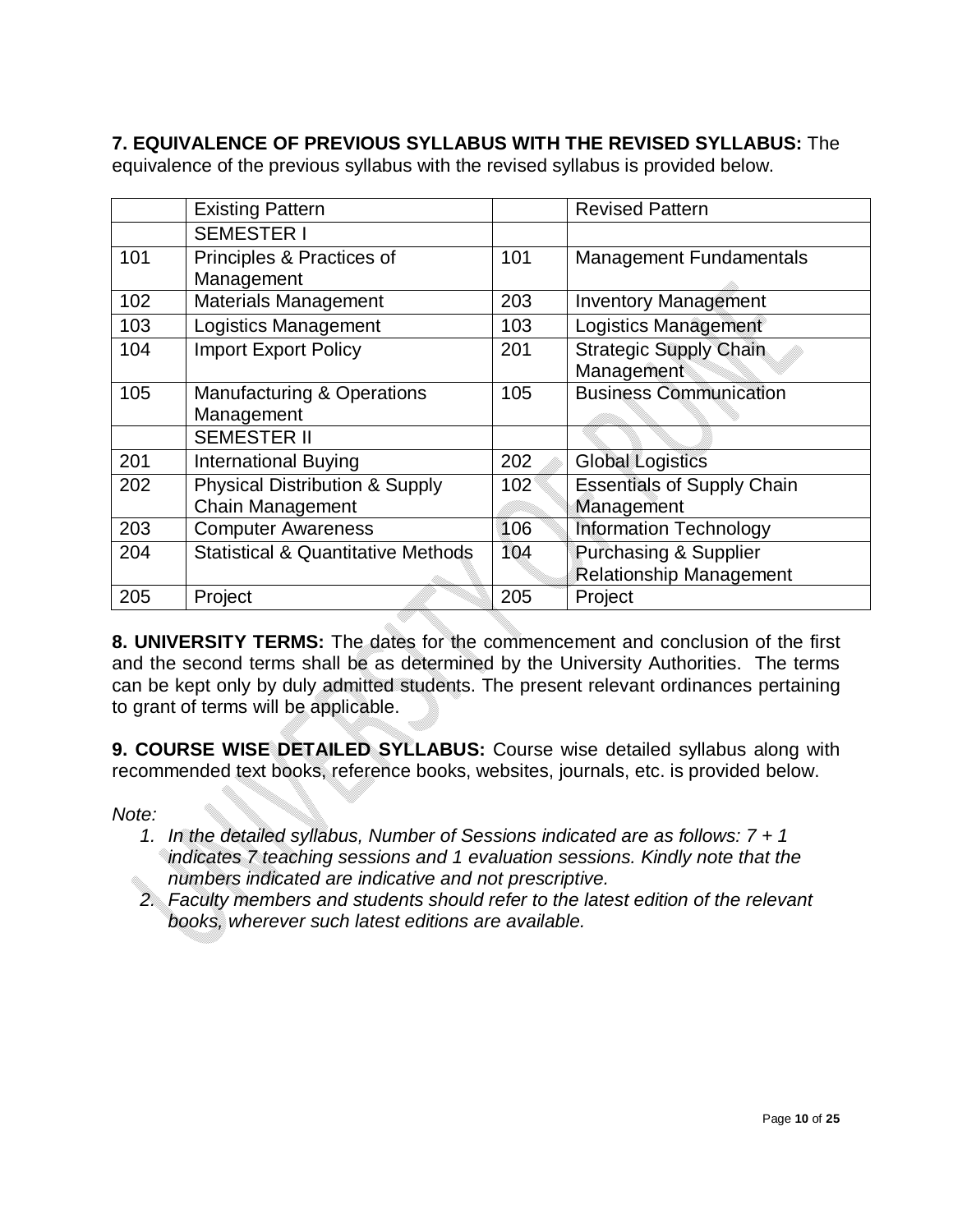**7. EQUIVALENCE OF PREVIOUS SYLLABUS WITH THE REVISED SYLLABUS:** The equivalence of the previous syllabus with the revised syllabus is provided below.

| | Existing Pattern | | Revised Pattern |
|---|---|---|---|
| | SEMESTER I | | |
| 101 | Principles & Practices of Management | 101 | Management Fundamentals |
| 102 | Materials Management | 203 | Inventory Management |
| 103 | Logistics Management | 103 | Logistics Management |
| 104 | Import Export Policy | 201 | Strategic Supply Chain Management |
| 105 | Manufacturing & Operations Management | 105 | Business Communication |
| | SEMESTER II | | |
| 201 | International Buying | 202 | Global Logistics |
| 202 | Physical Distribution & Supply Chain Management | 102 | Essentials of Supply Chain Management |
| 203 | Computer Awareness | 106 | Information Technology |
| 204 | Statistical & Quantitative Methods | 104 | Purchasing & Supplier Relationship Management |
| 205 | Project | 205 | Project |

**8. UNIVERSITY TERMS:** The dates for the commencement and conclusion of the first and the second terms shall be as determined by the University Authorities. The terms can be kept only by duly admitted students. The present relevant ordinances pertaining to grant of terms will be applicable.

**9. COURSE WISE DETAILED SYLLABUS:** Course wise detailed syllabus along with recommended text books, reference books, websites, journals, etc. is provided below.

*Note:*

1. *In the detailed syllabus, Number of Sessions indicated are as follows: 7 + 1 indicates 7 teaching sessions and 1 evaluation sessions. Kindly note that the numbers indicated are indicative and not prescriptive.*
2. *Faculty members and students should refer to the latest edition of the relevant books, wherever such latest editions are available.*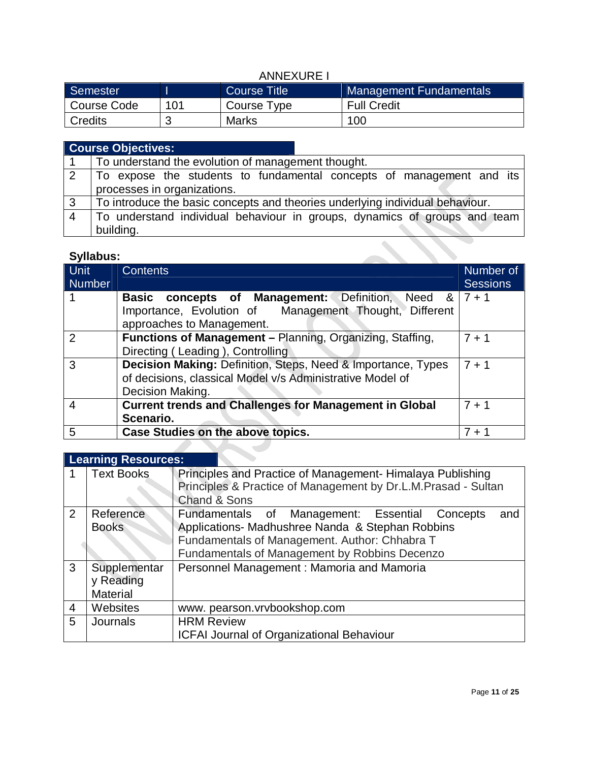ANNEXURE I

| Semester | I | Course Title | Management Fundamentals |
|---|---|---|---|
| Course Code | 101 | Course Type | Full Credit |
| Credits | 3 | Marks | 100 |

| **Course Objectives:** | |
|---|---|
| 1 | To understand the evolution of management thought. |
| 2 | To expose the students to fundamental concepts of management and its processes in organizations. |
| 3 | To introduce the basic concepts and theories underlying individual behaviour. |
| 4 | To understand individual behaviour in groups, dynamics of groups and team building. |

**Syllabus:**

| Unit Number | Contents | Number of Sessions |
|---|---|---|
| 1 | **Basic concepts of Management:** Definition, Need & Importance, Evolution of Management Thought, Different approaches to Management. | 7 + 1 |
| 2 | **Functions of Management –** Planning, Organizing, Staffing, Directing ( Leading ), Controlling | 7 + 1 |
| 3 | **Decision Making:** Definition, Steps, Need & Importance, Types of decisions, classical Model v/s Administrative Model of Decision Making. | 7 + 1 |
| 4 | **Current trends and Challenges for Management in Global Scenario.** | 7 + 1 |
| 5 | **Case Studies on the above topics.** | 7 + 1 |

| **Learning Resources:** | | |
|---|---|---|
| 1 | Text Books | Principles and Practice of Management- Himalaya Publishing<br>Principles & Practice of Management by Dr.L.M.Prasad - Sultan Chand & Sons |
| 2 | Reference Books | Fundamentals of Management: Essential Concepts and Applications- Madhushree Nanda & Stephan Robbins<br>Fundamentals of Management. Author: Chhabra T<br>Fundamentals of Management by Robbins Decenzo |
| 3 | Supplementary Reading Material | Personnel Management : Mamoria and Mamoria |
| 4 | Websites | www. pearson.vrvbookshop.com |
| 5 | Journals | HRM Review<br>ICFAI Journal of Organizational Behaviour |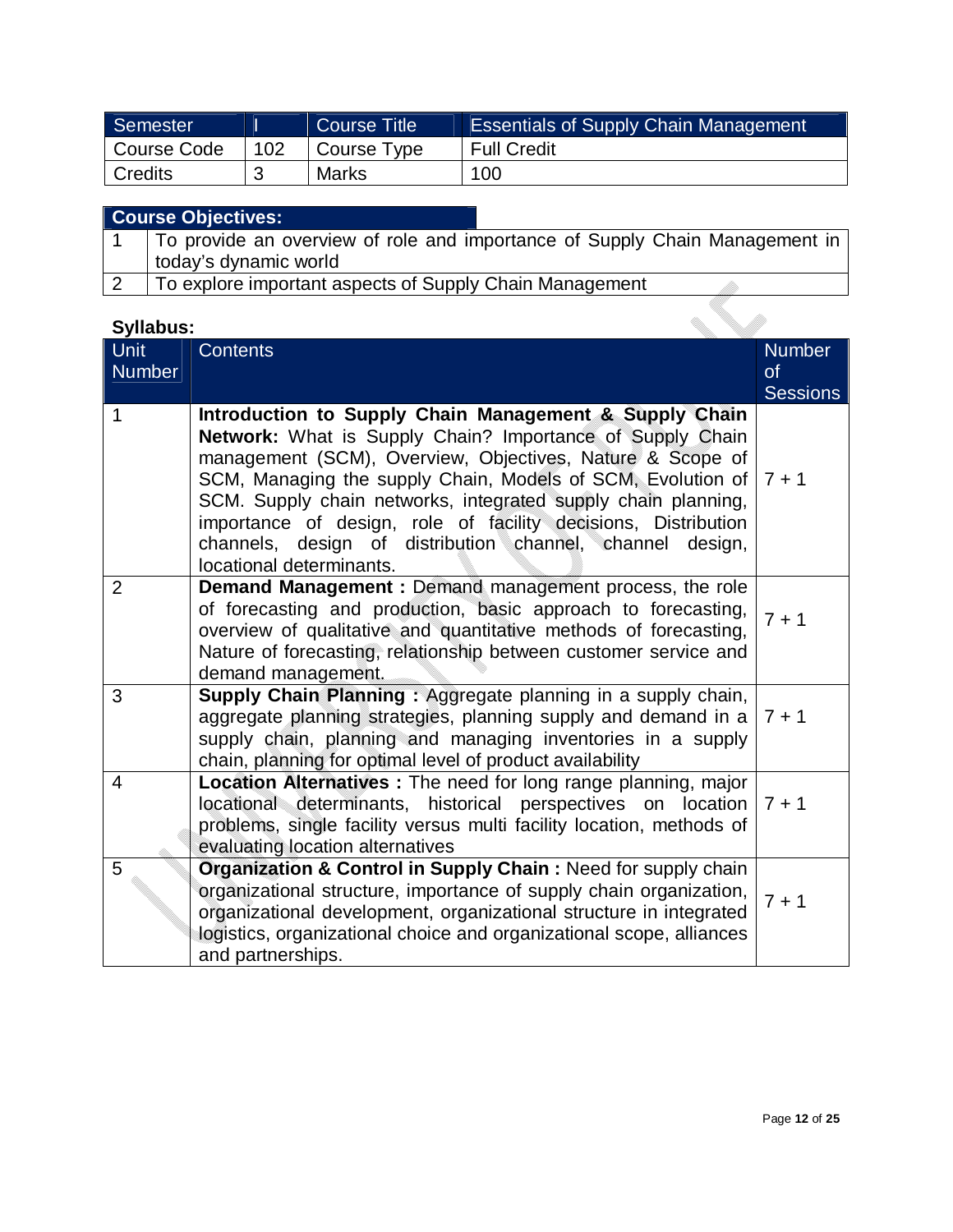| Semester | I | Course Title | Essentials of Supply Chain Management |
|---|---|---|---|
| Course Code | 102 | Course Type | Full Credit |
| Credits | 3 | Marks | 100 |

| **Course Objectives:** | |
|---|---|
| 1 | To provide an overview of role and importance of Supply Chain Management in today's dynamic world |
| 2 | To explore important aspects of Supply Chain Management |

**Syllabus:**

| Unit Number | Contents | Number of Sessions |
|---|---|---|
| 1 | **Introduction to Supply Chain Management & Supply Chain Network:** What is Supply Chain? Importance of Supply Chain management (SCM), Overview, Objectives, Nature & Scope of SCM, Managing the supply Chain, Models of SCM, Evolution of SCM. Supply chain networks, integrated supply chain planning, importance of design, role of facility decisions, Distribution channels, design of distribution channel, channel design, locational determinants. | 7 + 1 |
| 2 | **Demand Management :** Demand management process, the role of forecasting and production, basic approach to forecasting, overview of qualitative and quantitative methods of forecasting, Nature of forecasting, relationship between customer service and demand management. | 7 + 1 |
| 3 | **Supply Chain Planning :** Aggregate planning in a supply chain, aggregate planning strategies, planning supply and demand in a supply chain, planning and managing inventories in a supply chain, planning for optimal level of product availability | 7 + 1 |
| 4 | **Location Alternatives :** The need for long range planning, major locational determinants, historical perspectives on location problems, single facility versus multi facility location, methods of evaluating location alternatives | 7 + 1 |
| 5 | **Organization & Control in Supply Chain :** Need for supply chain organizational structure, importance of supply chain organization, organizational development, organizational structure in integrated logistics, organizational choice and organizational scope, alliances and partnerships. | 7 + 1 |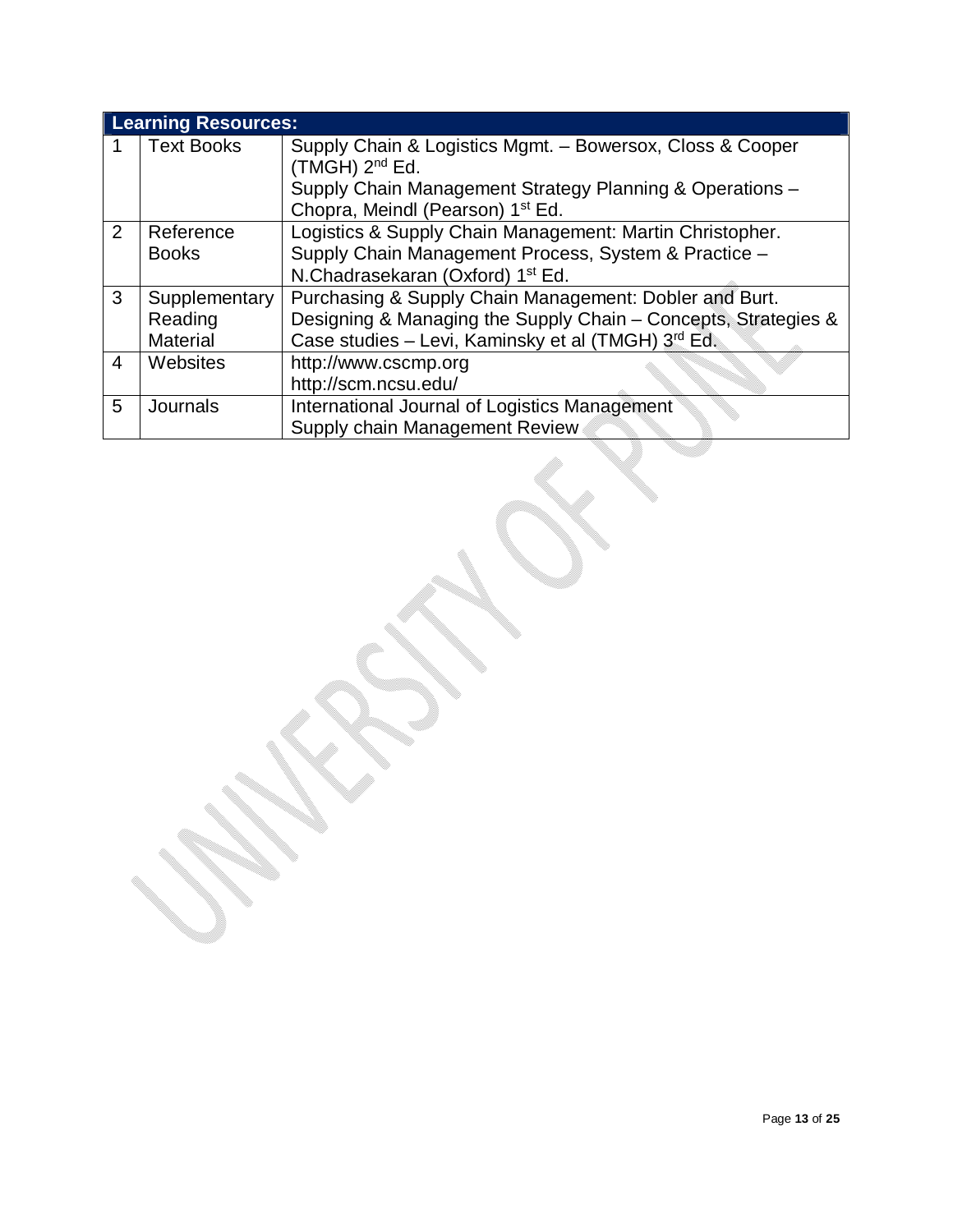| Learning Resources: | | |
|---|---|---|
| 1 | Text Books | Supply Chain & Logistics Mgmt. – Bowersox, Closs & Cooper (TMGH) 2nd Ed.<br>Supply Chain Management Strategy Planning & Operations – Chopra, Meindl (Pearson) 1st Ed. |
| 2 | Reference Books | Logistics & Supply Chain Management: Martin Christopher.<br>Supply Chain Management Process, System & Practice – N.Chadrasekaran (Oxford) 1st Ed. |
| 3 | Supplementary Reading Material | Purchasing & Supply Chain Management: Dobler and Burt.<br>Designing & Managing the Supply Chain – Concepts, Strategies & Case studies – Levi, Kaminsky et al (TMGH) 3rd Ed. |
| 4 | Websites | http://www.cscmp.org<br>http://scm.ncsu.edu/ |
| 5 | Journals | International Journal of Logistics Management<br>Supply chain Management Review |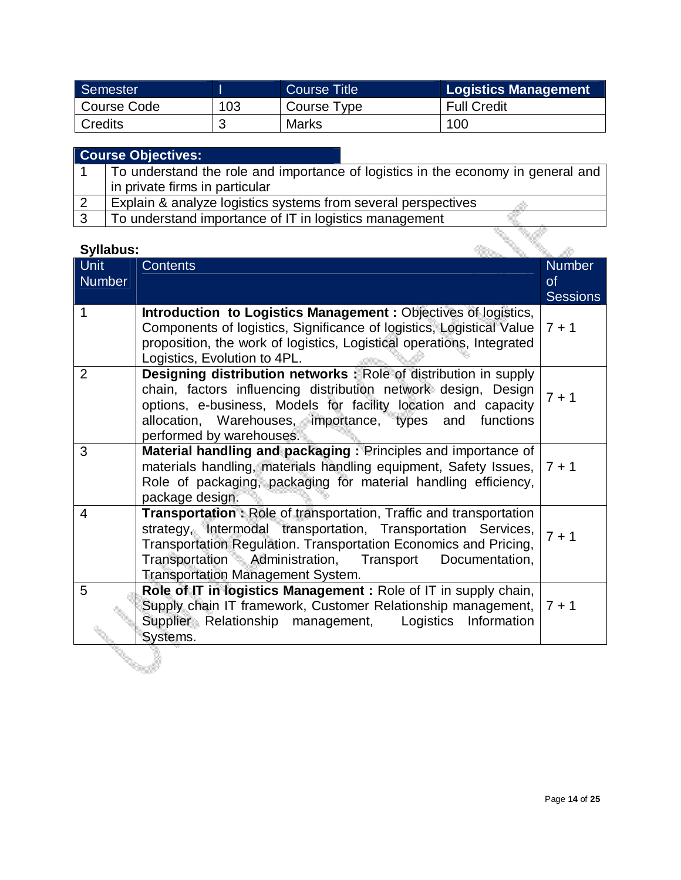| Semester | I | Course Title | **Logistics Management** |
|---|---|---|---|
| Course Code | 103 | Course Type | Full Credit |
| Credits | 3 | Marks | 100 |

| **Course Objectives:** | |
|---|---|
| 1 | To understand the role and importance of logistics in the economy in general and in private firms in particular |
| 2 | Explain & analyze logistics systems from several perspectives |
| 3 | To understand importance of IT in logistics management |

**Syllabus:**

| Unit Number | Contents | Number of Sessions |
|---|---|---|
| 1 | **Introduction to Logistics Management :** Objectives of logistics, Components of logistics, Significance of logistics, Logistical Value proposition, the work of logistics, Logistical operations, Integrated Logistics, Evolution to 4PL. | 7 + 1 |
| 2 | **Designing distribution networks :** Role of distribution in supply chain, factors influencing distribution network design, Design options, e-business, Models for facility location and capacity allocation, Warehouses, importance, types and functions performed by warehouses. | 7 + 1 |
| 3 | **Material handling and packaging :** Principles and importance of materials handling, materials handling equipment, Safety Issues, Role of packaging, packaging for material handling efficiency, package design. | 7 + 1 |
| 4 | **Transportation :** Role of transportation, Traffic and transportation strategy, Intermodal transportation, Transportation Services, Transportation Regulation. Transportation Economics and Pricing, Transportation Administration, Transport Documentation, Transportation Management System. | 7 + 1 |
| 5 | **Role of IT in logistics Management :** Role of IT in supply chain, Supply chain IT framework, Customer Relationship management, Supplier Relationship management, Logistics Information Systems. | 7 + 1 |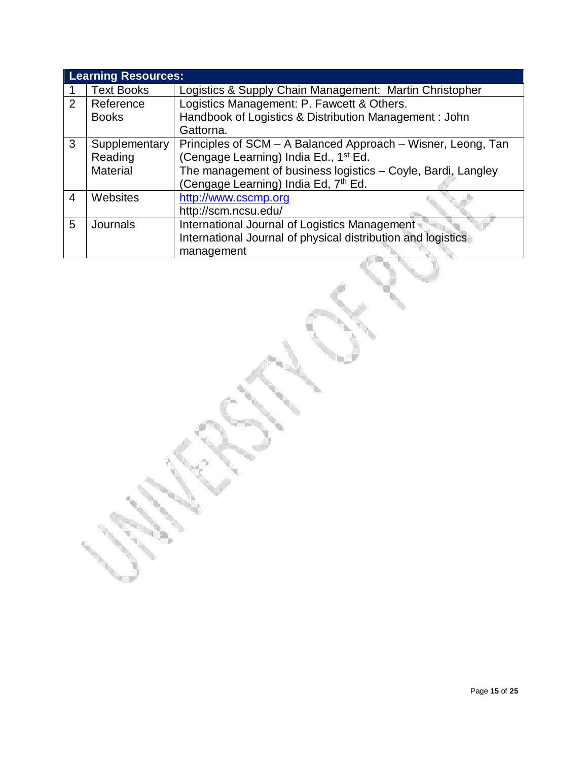| Learning Resources: | | |
|---|---|---|
| 1 | Text Books | Logistics & Supply Chain Management: Martin Christopher |
| 2 | Reference Books | Logistics Management: P. Fawcett & Others.<br>Handbook of Logistics & Distribution Management : John Gattorna. |
| 3 | Supplementary Reading Material | Principles of SCM – A Balanced Approach – Wisner, Leong, Tan (Cengage Learning) India Ed., 1st Ed.<br>The management of business logistics – Coyle, Bardi, Langley (Cengage Learning) India Ed, 7th Ed. |
| 4 | Websites | http://www.cscmp.org<br>http://scm.ncsu.edu/ |
| 5 | Journals | International Journal of Logistics Management<br>International Journal of physical distribution and logistics management |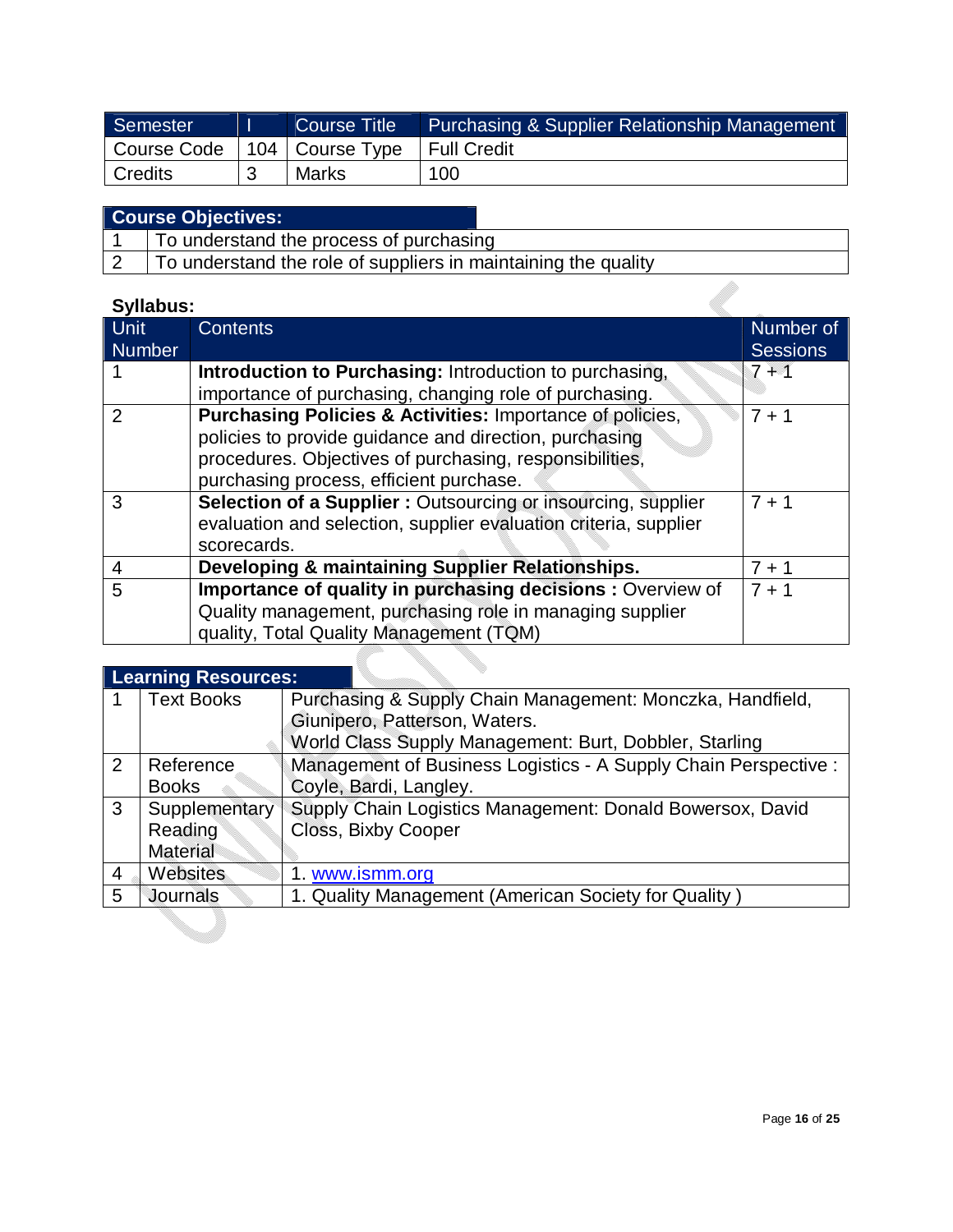| Semester | I | Course Title | Purchasing & Supplier Relationship Management |
|---|---|---|---|
| Course Code | 104 | Course Type | Full Credit |
| Credits | 3 | Marks | 100 |

| **Course Objectives:** | |
|---|---|
| 1 | To understand the process of purchasing |
| 2 | To understand the role of suppliers in maintaining the quality |

**Syllabus:**

| Unit Number | Contents | Number of Sessions |
|---|---|---|
| 1 | **Introduction to Purchasing:** Introduction to purchasing, importance of purchasing, changing role of purchasing. | 7 + 1 |
| 2 | **Purchasing Policies & Activities:** Importance of policies, policies to provide guidance and direction, purchasing procedures. Objectives of purchasing, responsibilities, purchasing process, efficient purchase. | 7 + 1 |
| 3 | **Selection of a Supplier :** Outsourcing or insourcing, supplier evaluation and selection, supplier evaluation criteria, supplier scorecards. | 7 + 1 |
| 4 | **Developing & maintaining Supplier Relationships.** | 7 + 1 |
| 5 | **Importance of quality in purchasing decisions :** Overview of Quality management, purchasing role in managing supplier quality, Total Quality Management (TQM) | 7 + 1 |

| **Learning Resources:** | | |
|---|---|---|
| 1 | Text Books | Purchasing & Supply Chain Management: Monczka, Handfield, Giunipero, Patterson, Waters. World Class Supply Management: Burt, Dobbler, Starling |
| 2 | Reference Books | Management of Business Logistics - A Supply Chain Perspective : Coyle, Bardi, Langley. |
| 3 | Supplementary Reading Material | Supply Chain Logistics Management: Donald Bowersox, David Closs, Bixby Cooper |
| 4 | Websites | 1. www.ismm.org |
| 5 | Journals | 1. Quality Management (American Society for Quality ) |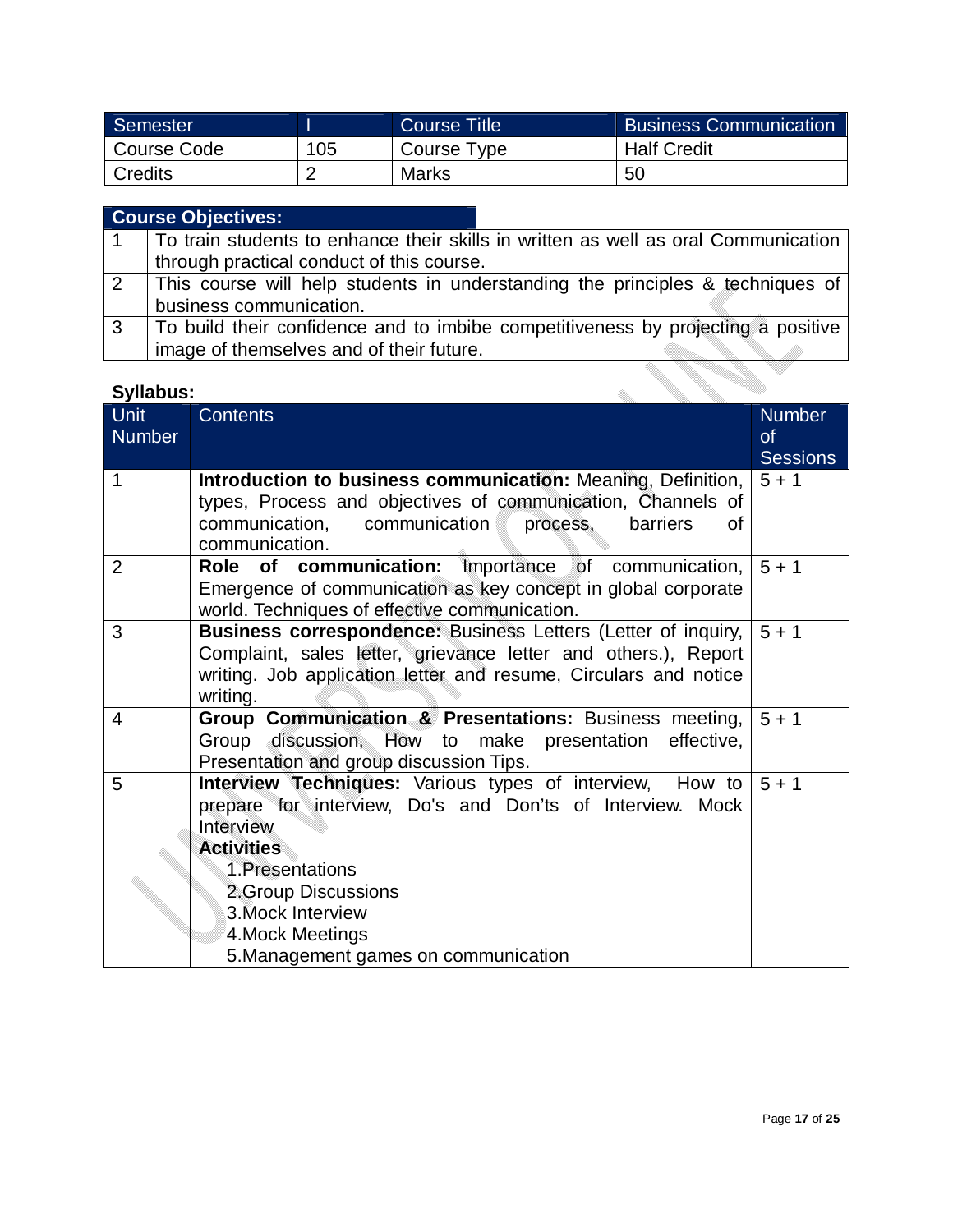| Semester | I | Course Title | Business Communication |
| --- | --- | --- | --- |
| Course Code | 105 | Course Type | Half Credit |
| Credits | 2 | Marks | 50 |

| Course Objectives: | |
| --- | --- |
| 1 | To train students to enhance their skills in written as well as oral Communication through practical conduct of this course. |
| 2 | This course will help students in understanding the principles & techniques of business communication. |
| 3 | To build their confidence and to imbibe competitiveness by projecting a positive image of themselves and of their future. |

**Syllabus:**

| Unit Number | Contents | Number of Sessions |
| --- | --- | --- |
| 1 | **Introduction to business communication:** Meaning, Definition, types, Process and objectives of communication, Channels of communication, communication process, barriers of communication. | 5 + 1 |
| 2 | **Role of communication:** Importance of communication, Emergence of communication as key concept in global corporate world. Techniques of effective communication. | 5 + 1 |
| 3 | **Business correspondence:** Business Letters (Letter of inquiry, Complaint, sales letter, grievance letter and others.), Report writing. Job application letter and resume, Circulars and notice writing. | 5 + 1 |
| 4 | **Group Communication & Presentations:** Business meeting, Group discussion, How to make presentation effective, Presentation and group discussion Tips. | 5 + 1 |
| 5 | **Interview Techniques:** Various types of interview, How to prepare for interview, Do's and Don'ts of Interview. Mock Interview<br>**Activities**<br>1.Presentations<br>2.Group Discussions<br>3.Mock Interview<br>4.Mock Meetings<br>5.Management games on communication | 5 + 1 |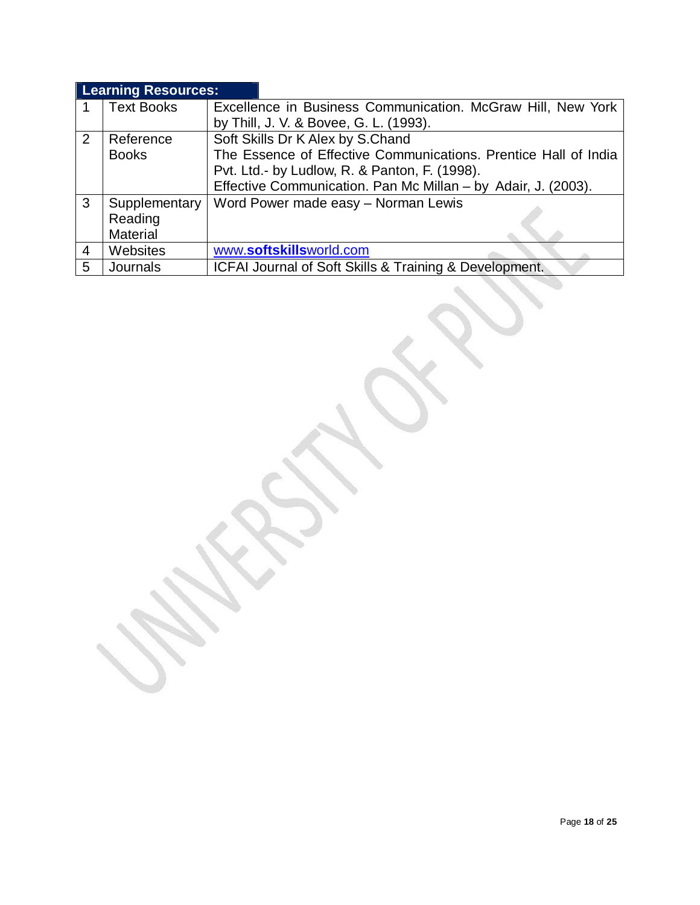| Learning Resources: | | |
|---|---|---|
| 1 | Text Books | Excellence in Business Communication. McGraw Hill, New York by Thill, J. V. & Bovee, G. L. (1993). |
| 2 | Reference Books | Soft Skills Dr K Alex by S.Chand<br>The Essence of Effective Communications. Prentice Hall of India Pvt. Ltd.- by Ludlow, R. & Panton, F. (1998).<br>Effective Communication. Pan Mc Millan – by Adair, J. (2003). |
| 3 | Supplementary Reading Material | Word Power made easy – Norman Lewis |
| 4 | Websites | www.**softskills**world.com |
| 5 | Journals | ICFAI Journal of Soft Skills & Training & Development. |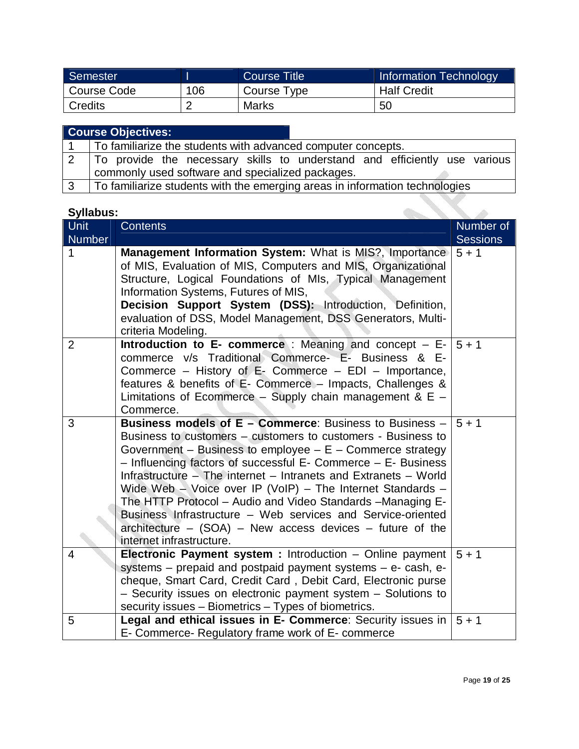| Semester | I | Course Title | Information Technology |
|---|---|---|---|
| Course Code | 106 | Course Type | Half Credit |
| Credits | 2 | Marks | 50 |

| Course Objectives: | |
|---|---|
| 1 | To familiarize the students with advanced computer concepts. |
| 2 | To provide the necessary skills to understand and efficiently use various commonly used software and specialized packages. |
| 3 | To familiarize students with the emerging areas in information technologies |

**Syllabus:**

| Unit Number | Contents | Number of Sessions |
|---|---|---|
| 1 | **Management Information System:** What is MIS?, Importance of MIS, Evaluation of MIS, Computers and MIS, Organizational Structure, Logical Foundations of MIs, Typical Management Information Systems, Futures of MIS, **Decision Support System (DSS):** Introduction, Definition, evaluation of DSS, Model Management, DSS Generators, Multi-criteria Modeling. | 5 + 1 |
| 2 | **Introduction to E- commerce** : Meaning and concept – E-commerce v/s Traditional Commerce- E- Business & E-Commerce – History of E- Commerce – EDI – Importance, features & benefits of E- Commerce – Impacts, Challenges & Limitations of Ecommerce – Supply chain management & E – Commerce. | 5 + 1 |
| 3 | **Business models of E – Commerce**: Business to Business – Business to customers – customers to customers - Business to Government – Business to employee – E – Commerce strategy – Influencing factors of successful E- Commerce – E- Business Infrastructure – The internet – Intranets and Extranets – World Wide Web – Voice over IP (VoIP) – The Internet Standards – The HTTP Protocol – Audio and Video Standards –Managing E-Business Infrastructure – Web services and Service-oriented architecture – (SOA) – New access devices – future of the internet infrastructure. | 5 + 1 |
| 4 | **Electronic Payment system :** Introduction – Online payment systems – prepaid and postpaid payment systems – e- cash, e-cheque, Smart Card, Credit Card , Debit Card, Electronic purse – Security issues on electronic payment system – Solutions to security issues – Biometrics – Types of biometrics. | 5 + 1 |
| 5 | **Legal and ethical issues in E- Commerce**: Security issues in E- Commerce- Regulatory frame work of E- commerce | 5 + 1 |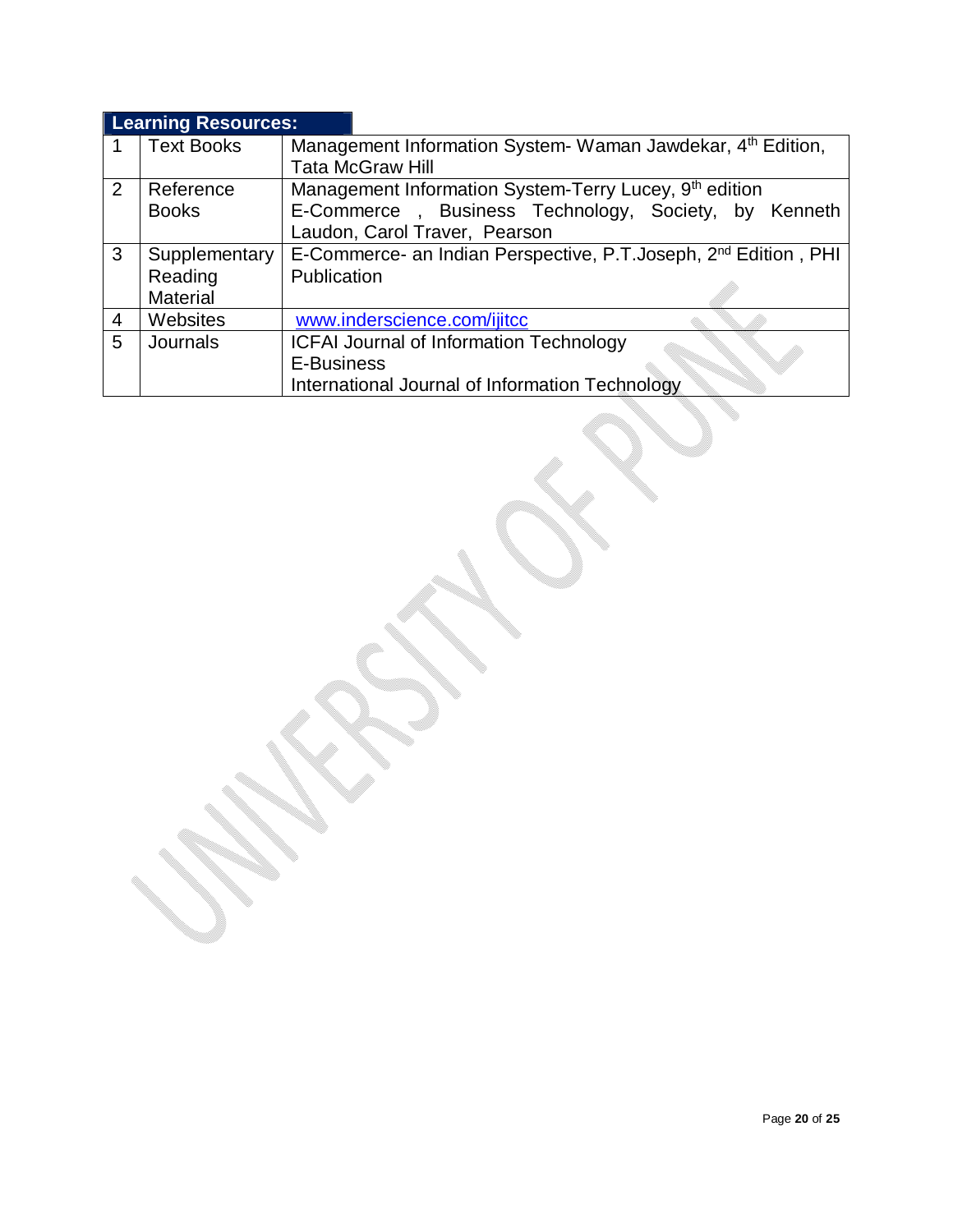| Learning Resources: | | |
|---|---|---|
| 1 | Text Books | Management Information System- Waman Jawdekar, 4th Edition, Tata McGraw Hill |
| 2 | Reference Books | Management Information System-Terry Lucey, 9th edition<br>E-Commerce , Business Technology, Society, by Kenneth Laudon, Carol Traver, Pearson |
| 3 | Supplementary Reading Material | E-Commerce- an Indian Perspective, P.T.Joseph, 2nd Edition , PHI Publication |
| 4 | Websites | www.inderscience.com/ijitcc |
| 5 | Journals | ICFAI Journal of Information Technology<br>E-Business<br>International Journal of Information Technology |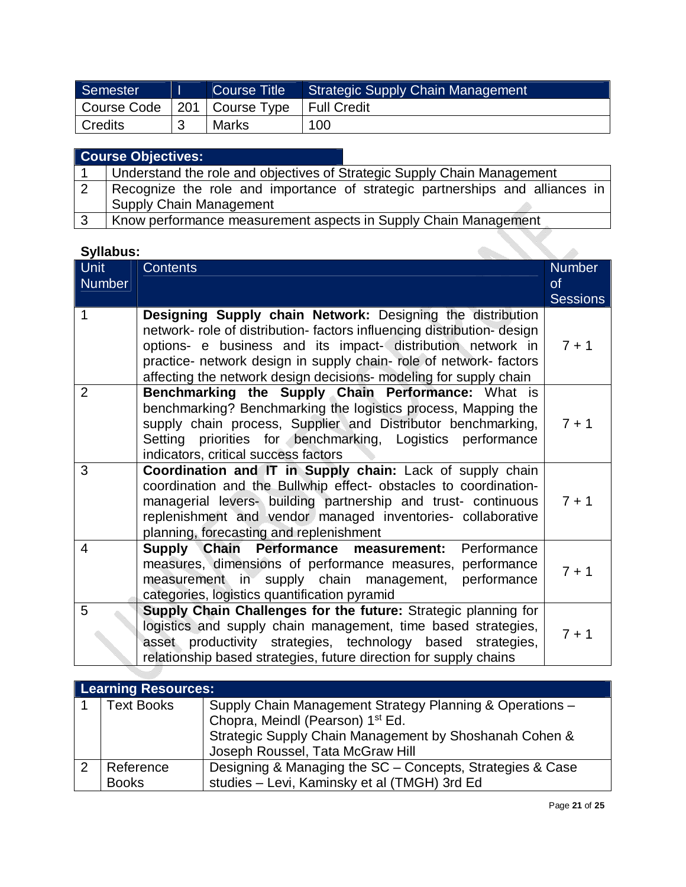| Semester | I | Course Title | Strategic Supply Chain Management |
|---|---|---|---|
| Course Code | 201 | Course Type | Full Credit |
| Credits | 3 | Marks | 100 |

| Course Objectives: | |
|---|---|
| 1 | Understand the role and objectives of Strategic Supply Chain Management |
| 2 | Recognize the role and importance of strategic partnerships and alliances in Supply Chain Management |
| 3 | Know performance measurement aspects in Supply Chain Management |

**Syllabus:**

| Unit Number | Contents | Number of Sessions |
|---|---|---|
| 1 | **Designing Supply chain Network:** Designing the distribution network- role of distribution- factors influencing distribution- design options- e business and its impact- distribution network in practice- network design in supply chain- role of network- factors affecting the network design decisions- modeling for supply chain | 7 + 1 |
| 2 | **Benchmarking the Supply Chain Performance:** What is benchmarking? Benchmarking the logistics process, Mapping the supply chain process, Supplier and Distributor benchmarking, Setting priorities for benchmarking, Logistics performance indicators, critical success factors | 7 + 1 |
| 3 | **Coordination and IT in Supply chain:** Lack of supply chain coordination and the Bullwhip effect- obstacles to coordination-managerial levers- building partnership and trust- continuous replenishment and vendor managed inventories- collaborative planning, forecasting and replenishment | 7 + 1 |
| 4 | **Supply Chain Performance measurement:** Performance measures, dimensions of performance measures, performance measurement in supply chain management, performance categories, logistics quantification pyramid | 7 + 1 |
| 5 | **Supply Chain Challenges for the future:** Strategic planning for logistics and supply chain management, time based strategies, asset productivity strategies, technology based strategies, relationship based strategies, future direction for supply chains | 7 + 1 |

| Learning Resources: | | |
|---|---|---|
| 1 | Text Books | Supply Chain Management Strategy Planning & Operations – Chopra, Meindl (Pearson) 1st Ed.<br>Strategic Supply Chain Management by Shoshanah Cohen & Joseph Roussel, Tata McGraw Hill |
| 2 | Reference Books | Designing & Managing the SC – Concepts, Strategies & Case studies – Levi, Kaminsky et al (TMGH) 3rd Ed |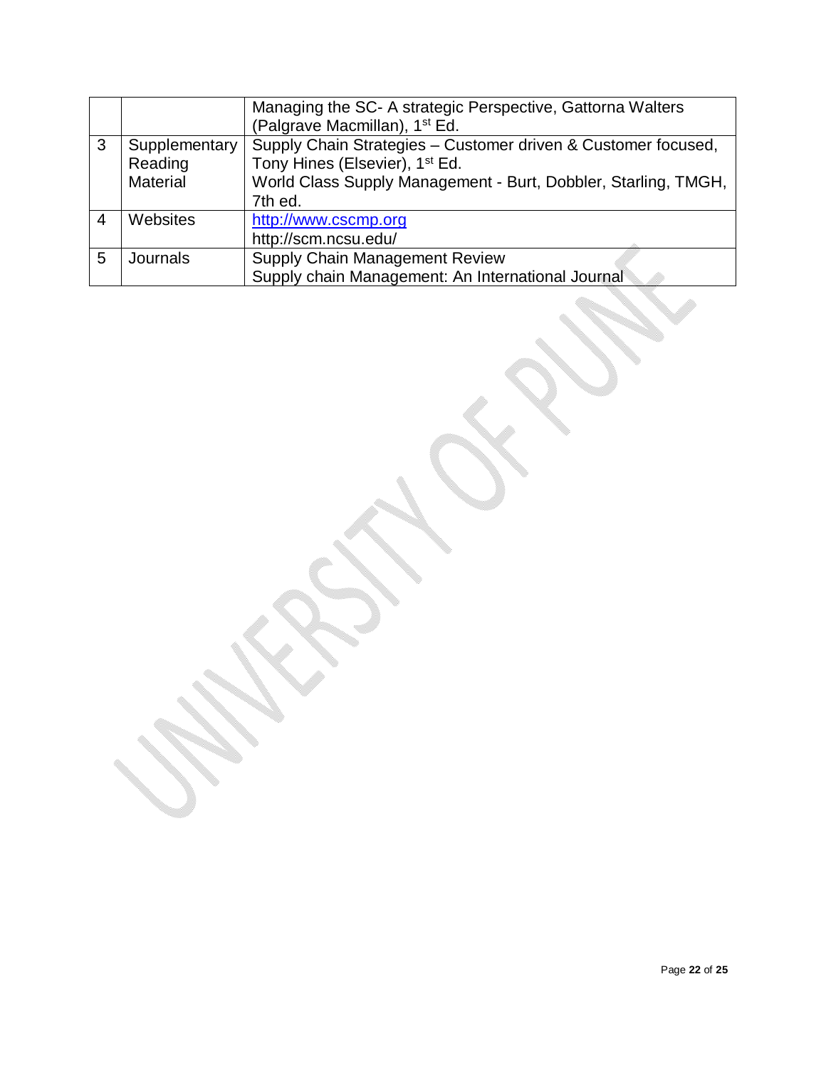| | | |
|---|---|---|
| | | Managing the SC- A strategic Perspective, Gattorna Walters (Palgrave Macmillan), 1st Ed. |
| 3 | Supplementary Reading Material | Supply Chain Strategies – Customer driven & Customer focused, Tony Hines (Elsevier), 1st Ed.<br>World Class Supply Management - Burt, Dobbler, Starling, TMGH, 7th ed. |
| 4 | Websites | http://www.cscmp.org<br>http://scm.ncsu.edu/ |
| 5 | Journals | Supply Chain Management Review<br>Supply chain Management: An International Journal |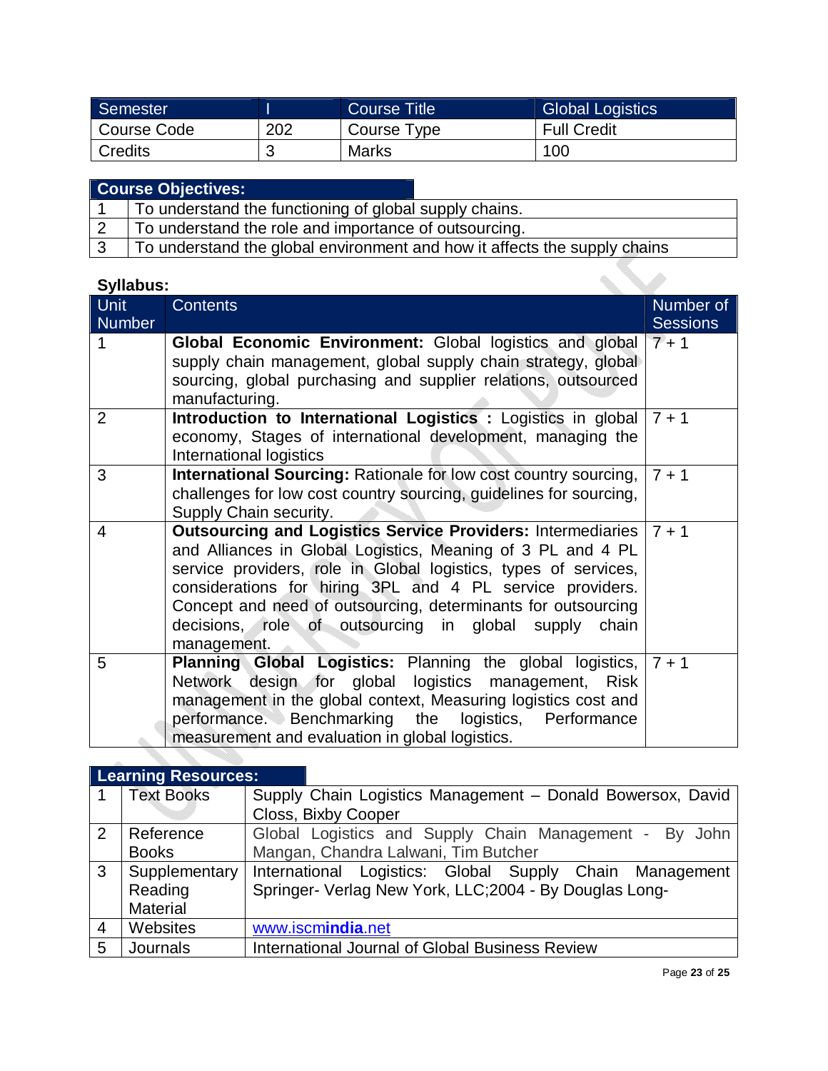| Semester | I | Course Title | Global Logistics |
|---|---|---|---|
| Course Code | 202 | Course Type | Full Credit |
| Credits | 3 | Marks | 100 |

| **Course Objectives:** | |
|---|---|
| 1 | To understand the functioning of global supply chains. |
| 2 | To understand the role and importance of outsourcing. |
| 3 | To understand the global environment and how it affects the supply chains |

**Syllabus:**

| Unit Number | Contents | Number of Sessions |
|---|---|---|
| 1 | **Global Economic Environment:** Global logistics and global supply chain management, global supply chain strategy, global sourcing, global purchasing and supplier relations, outsourced manufacturing. | 7 + 1 |
| 2 | **Introduction to International Logistics :** Logistics in global economy, Stages of international development, managing the International logistics | 7 + 1 |
| 3 | **International Sourcing:** Rationale for low cost country sourcing, challenges for low cost country sourcing, guidelines for sourcing, Supply Chain security. | 7 + 1 |
| 4 | **Outsourcing and Logistics Service Providers:** Intermediaries and Alliances in Global Logistics, Meaning of 3 PL and 4 PL service providers, role in Global logistics, types of services, considerations for hiring 3PL and 4 PL service providers. Concept and need of outsourcing, determinants for outsourcing decisions, role of outsourcing in global supply chain management. | 7 + 1 |
| 5 | **Planning Global Logistics:** Planning the global logistics, Network design for global logistics management, Risk management in the global context, Measuring logistics cost and performance. Benchmarking the logistics, Performance measurement and evaluation in global logistics. | 7 + 1 |

| **Learning Resources:** | | |
|---|---|---|
| 1 | Text Books | Supply Chain Logistics Management – Donald Bowersox, David Closs, Bixby Cooper |
| 2 | Reference Books | Global Logistics and Supply Chain Management - By John Mangan, Chandra Lalwani, Tim Butcher |
| 3 | Supplementary Reading Material | International Logistics: Global Supply Chain Management Springer- Verlag New York, LLC;2004 - By Douglas Long- |
| 4 | Websites | www.iscm**india**.net |
| 5 | Journals | International Journal of Global Business Review |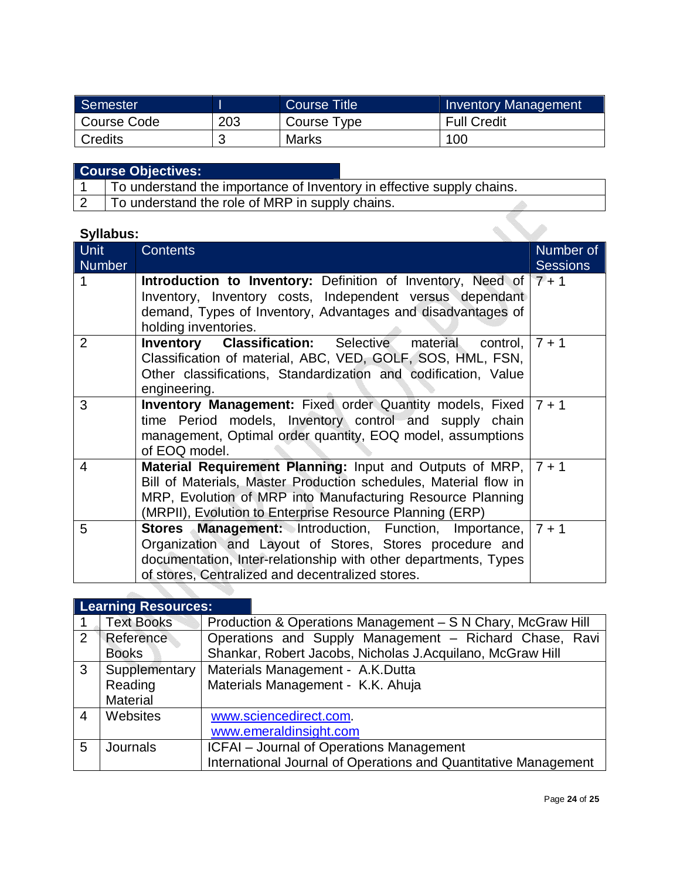| Semester | I | Course Title | Inventory Management |
|---|---|---|---|
| Course Code | 203 | Course Type | Full Credit |
| Credits | 3 | Marks | 100 |

| Course Objectives: | |
|---|---|
| 1 | To understand the importance of Inventory in effective supply chains. |
| 2 | To understand the role of MRP in supply chains. |

**Syllabus:**

| Unit Number | Contents | Number of Sessions |
|---|---|---|
| 1 | **Introduction to Inventory:** Definition of Inventory, Need of Inventory, Inventory costs, Independent versus dependant demand, Types of Inventory, Advantages and disadvantages of holding inventories. | 7 + 1 |
| 2 | **Inventory Classification:** Selective material control, Classification of material, ABC, VED, GOLF, SOS, HML, FSN, Other classifications, Standardization and codification, Value engineering. | 7 + 1 |
| 3 | **Inventory Management:** Fixed order Quantity models, Fixed time Period models, Inventory control and supply chain management, Optimal order quantity, EOQ model, assumptions of EOQ model. | 7 + 1 |
| 4 | **Material Requirement Planning:** Input and Outputs of MRP, Bill of Materials, Master Production schedules, Material flow in MRP, Evolution of MRP into Manufacturing Resource Planning (MRPII), Evolution to Enterprise Resource Planning (ERP) | 7 + 1 |
| 5 | **Stores Management:** Introduction, Function, Importance, Organization and Layout of Stores, Stores procedure and documentation, Inter-relationship with other departments, Types of stores, Centralized and decentralized stores. | 7 + 1 |

| Learning Resources: | | |
|---|---|---|
| 1 | Text Books | Production & Operations Management – S N Chary, McGraw Hill |
| 2 | Reference Books | Operations and Supply Management – Richard Chase, Ravi Shankar, Robert Jacobs, Nicholas J.Acquilano, McGraw Hill |
| 3 | Supplementary Reading Material | Materials Management - A.K.Dutta<br>Materials Management - K.K. Ahuja |
| 4 | Websites | www.sciencedirect.com.<br>www.emeraldinsight.com |
| 5 | Journals | ICFAI – Journal of Operations Management<br>International Journal of Operations and Quantitative Management |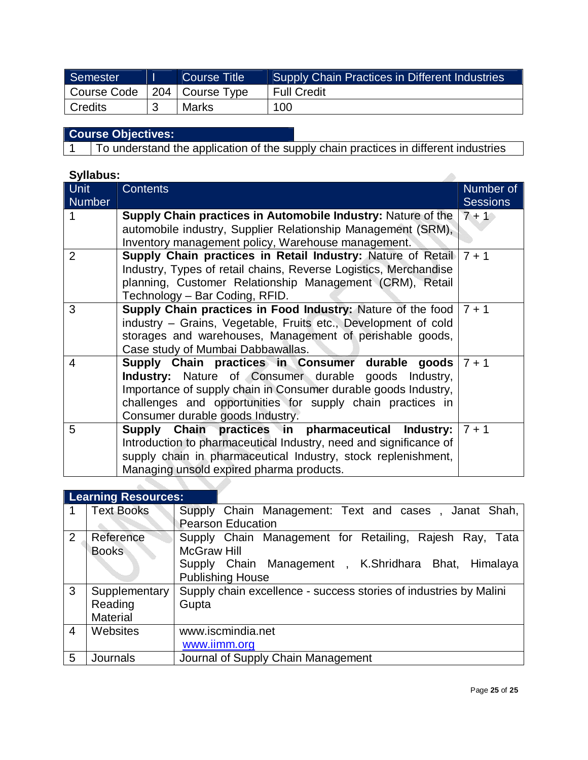| Semester | I | Course Title | Supply Chain Practices in Different Industries |
|---|---|---|---|
| Course Code | 204 | Course Type | Full Credit |
| Credits | 3 | Marks | 100 |

| Course Objectives: | |
|---|---|
| 1 | To understand the application of the supply chain practices in different industries |

**Syllabus:**

| Unit Number | Contents | Number of Sessions |
|---|---|---|
| 1 | **Supply Chain practices in Automobile Industry:** Nature of the automobile industry, Supplier Relationship Management (SRM), Inventory management policy, Warehouse management. | 7 + 1 |
| 2 | **Supply Chain practices in Retail Industry:** Nature of Retail Industry, Types of retail chains, Reverse Logistics, Merchandise planning, Customer Relationship Management (CRM), Retail Technology – Bar Coding, RFID. | 7 + 1 |
| 3 | **Supply Chain practices in Food Industry:** Nature of the food industry – Grains, Vegetable, Fruits etc., Development of cold storages and warehouses, Management of perishable goods, Case study of Mumbai Dabbawallas. | 7 + 1 |
| 4 | **Supply Chain practices in Consumer durable goods Industry:** Nature of Consumer durable goods Industry, Importance of supply chain in Consumer durable goods Industry, challenges and opportunities for supply chain practices in Consumer durable goods Industry. | 7 + 1 |
| 5 | **Supply Chain practices in pharmaceutical Industry:** Introduction to pharmaceutical Industry, need and significance of supply chain in pharmaceutical Industry, stock replenishment, Managing unsold expired pharma products. | 7 + 1 |

| Learning Resources: | | |
|---|---|---|
| 1 | Text Books | Supply Chain Management: Text and cases , Janat Shah, Pearson Education |
| 2 | Reference Books | Supply Chain Management for Retailing, Rajesh Ray, Tata McGraw Hill<br>Supply Chain Management , K.Shridhara Bhat, Himalaya Publishing House |
| 3 | Supplementary Reading Material | Supply chain excellence - success stories of industries by Malini Gupta |
| 4 | Websites | www.iscmindia.net<br>www.iimm.org |
| 5 | Journals | Journal of Supply Chain Management |